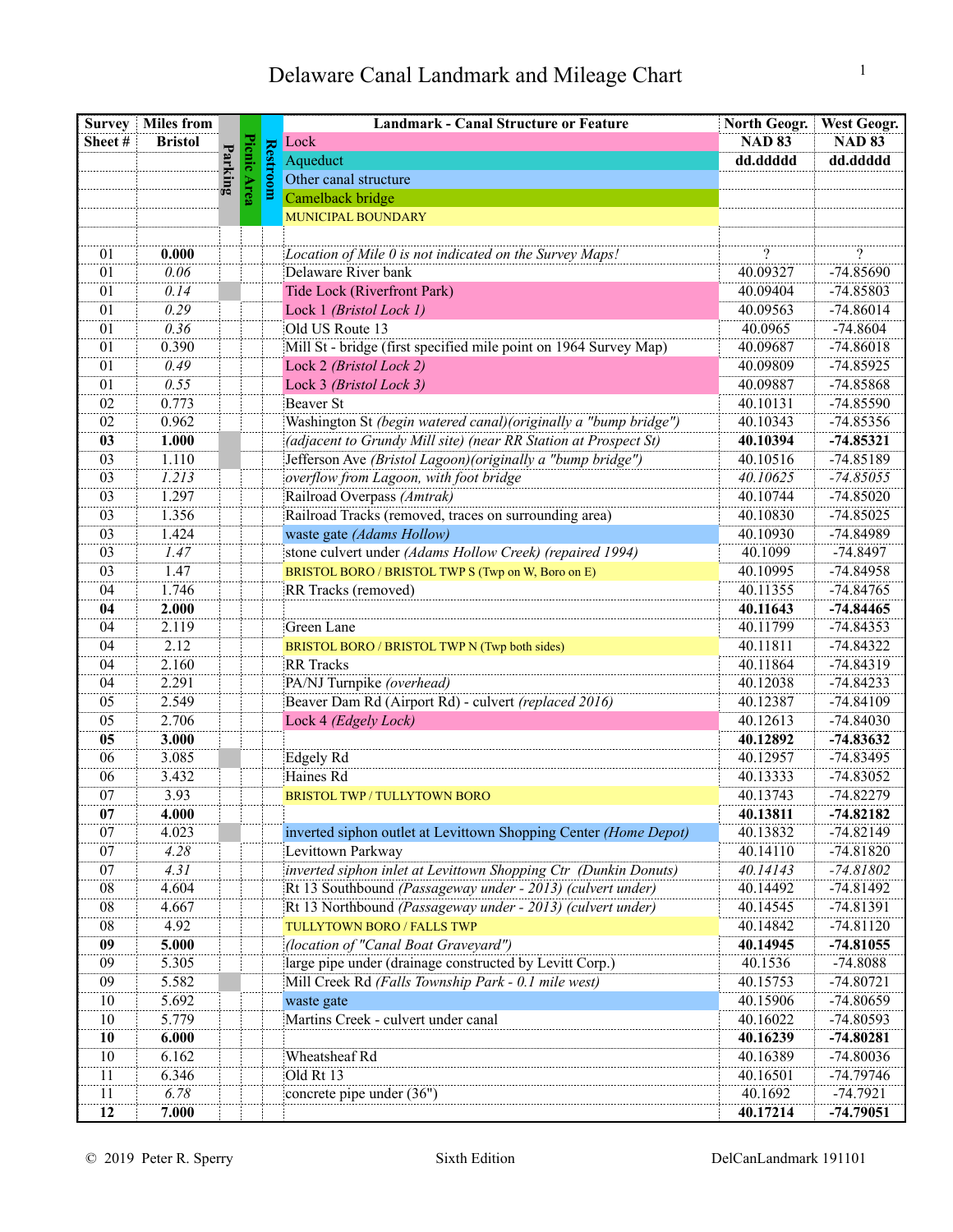# Delaware Canal Landmark and Mileage Chart

| Survey Sheet # | Miles from Bristol | Parking | Picnic Area | Restroom | Landmark - Canal Structure or Feature | North Geogr. NAD 83 dd.ddddd | West Geogr. NAD 83 dd.ddddd |
|---|---|---|---|---|---|---|---|
| | | | | | Lock | | |
| | | | | | Aqueduct | | |
| | | | | | Other canal structure | | |
| | | | | | Camelback bridge | | |
| | | | | | MUNICIPAL BOUNDARY | | |
| 01 | **0.000** | | | | *Location of Mile 0 is not indicated on the Survey Maps!* | ? | ? |
| 01 | *0.06* | | | | Delaware River bank | 40.09327 | -74.85690 |
| 01 | *0.14* | ■ | | | Tide Lock (Riverfront Park) | 40.09404 | -74.85803 |
| 01 | *0.29* | | | | Lock 1 *(Bristol Lock 1)* | 40.09563 | -74.86014 |
| 01 | *0.36* | | | | Old US Route 13 | 40.0965 | -74.8604 |
| 01 | 0.390 | | | | Mill St - bridge (first specified mile point on 1964 Survey Map) | 40.09687 | -74.86018 |
| 01 | *0.49* | | | | Lock 2 *(Bristol Lock 2)* | 40.09809 | -74.85925 |
| 01 | *0.55* | | | | Lock 3 *(Bristol Lock 3)* | 40.09887 | -74.85868 |
| 02 | 0.773 | | | | Beaver St | 40.10131 | -74.85590 |
| 02 | 0.962 | | | | Washington St *(begin watered canal)(originally a "bump bridge")* | 40.10343 | -74.85356 |
| **03** | **1.000** | ■ | | | *(adjacent to Grundy Mill site) (near RR Station at Prospect St)* | **40.10394** | **-74.85321** |
| 03 | 1.110 | ■ | | | Jefferson Ave *(Bristol Lagoon)(originally a "bump bridge")* | 40.10516 | -74.85189 |
| 03 | *1.213* | | | | *overflow from Lagoon, with foot bridge* | *40.10625* | *-74.85055* |
| 03 | 1.297 | | | | Railroad Overpass *(Amtrak)* | 40.10744 | -74.85020 |
| 03 | 1.356 | | | | Railroad Tracks (removed, traces on surrounding area) | 40.10830 | -74.85025 |
| 03 | 1.424 | | | | waste gate *(Adams Hollow)* | 40.10930 | -74.84989 |
| 03 | *1.47* | | | | stone culvert under *(Adams Hollow Creek) (repaired 1994)* | 40.1099 | -74.8497 |
| 03 | 1.47 | | | | BRISTOL BORO / BRISTOL TWP S (Twp on W, Boro on E) | 40.10995 | -74.84958 |
| 04 | 1.746 | | | | RR Tracks (removed) | 40.11355 | -74.84765 |
| **04** | **2.000** | | | | | **40.11643** | **-74.84465** |
| 04 | 2.119 | | | | Green Lane | 40.11799 | -74.84353 |
| 04 | 2.12 | | | | BRISTOL BORO / BRISTOL TWP N (Twp both sides) | 40.11811 | -74.84322 |
| 04 | 2.160 | | | | RR Tracks | 40.11864 | -74.84319 |
| 04 | 2.291 | | | | PA/NJ Turnpike *(overhead)* | 40.12038 | -74.84233 |
| 05 | 2.549 | | | | Beaver Dam Rd (Airport Rd) - culvert *(replaced 2016)* | 40.12387 | -74.84109 |
| 05 | 2.706 | | | | Lock 4 *(Edgely Lock)* | 40.12613 | -74.84030 |
| **05** | **3.000** | | | | | **40.12892** | **-74.83632** |
| 06 | 3.085 | ■ | | | Edgely Rd | 40.12957 | -74.83495 |
| 06 | 3.432 | | | | Haines Rd | 40.13333 | -74.83052 |
| 07 | 3.93 | | | | BRISTOL TWP / TULLYTOWN BORO | 40.13743 | -74.82279 |
| **07** | **4.000** | | | | | **40.13811** | **-74.82182** |
| 07 | 4.023 | ■ | | | inverted siphon outlet at Levittown Shopping Center *(Home Depot)* | 40.13832 | -74.82149 |
| 07 | *4.28* | | | | Levittown Parkway | 40.14110 | -74.81820 |
| 07 | *4.31* | | | | *inverted siphon inlet at Levittown Shopping Ctr (Dunkin Donuts)* | *40.14143* | *-74.81802* |
| 08 | 4.604 | | | | Rt 13 Southbound *(Passageway under - 2013) (culvert under)* | 40.14492 | -74.81492 |
| 08 | 4.667 | | | | Rt 13 Northbound *(Passageway under - 2013) (culvert under)* | 40.14545 | -74.81391 |
| 08 | 4.92 | | | | TULLYTOWN BORO / FALLS TWP | 40.14842 | -74.81120 |
| **09** | **5.000** | | | | *(location of "Canal Boat Graveyard")* | **40.14945** | **-74.81055** |
| 09 | 5.305 | | | | large pipe under (drainage constructed by Levitt Corp.) | 40.1536 | -74.8088 |
| 09 | 5.582 | ■ | | | Mill Creek Rd *(Falls Township Park - 0.1 mile west)* | 40.15753 | -74.80721 |
| 10 | 5.692 | | | | waste gate | 40.15906 | -74.80659 |
| 10 | 5.779 | | | | Martins Creek - culvert under canal | 40.16022 | -74.80593 |
| **10** | **6.000** | | | | | **40.16239** | **-74.80281** |
| 10 | 6.162 | | | | Wheatsheaf Rd | 40.16389 | -74.80036 |
| 11 | 6.346 | | | | Old Rt 13 | 40.16501 | -74.79746 |
| 11 | *6.78* | | | | concrete pipe under (36") | 40.1692 | -74.7921 |
| **12** | **7.000** | | | | | **40.17214** | **-74.79051** |

© 2019 Peter R. Sperry — Sixth Edition — DelCanLandmark 191101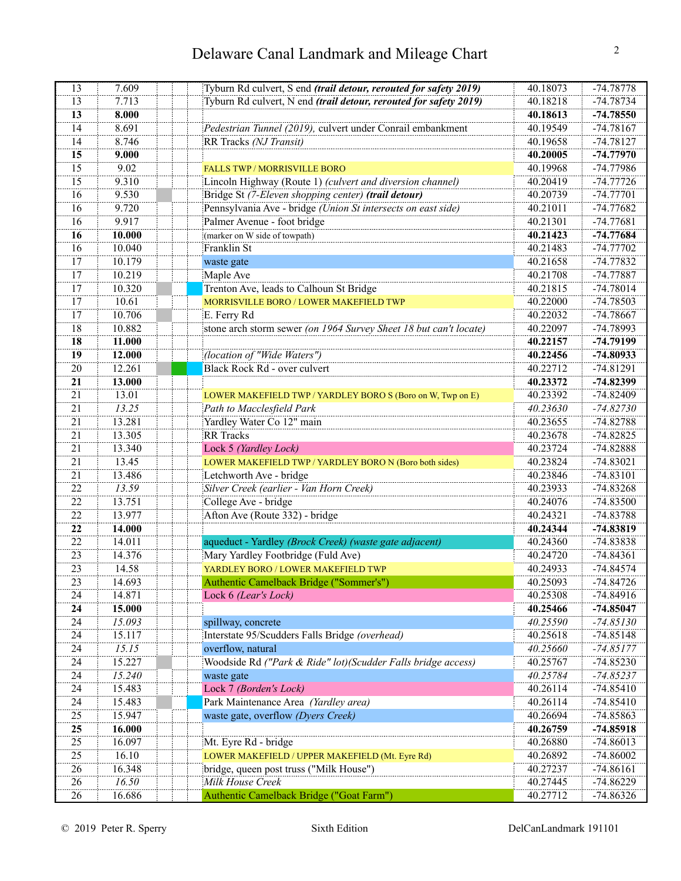# Delaware Canal Landmark and Mileage Chart

| | | | | | | |
|---|---|---|---|---|---|---|
| 13 | 7.609 | | | Tyburn Rd culvert, S end ***(trail detour, rerouted for safety 2019)*** | 40.18073 | -74.78778 |
| 13 | 7.713 | | | Tyburn Rd culvert, N end ***(trail detour, rerouted for safety 2019)*** | 40.18218 | -74.78734 |
| **13** | **8.000** | | | | **40.18613** | **-74.78550** |
| 14 | 8.691 | | | *Pedestrian Tunnel (2019),* culvert under Conrail embankment | 40.19549 | -74.78167 |
| 14 | 8.746 | | | RR Tracks *(NJ Transit)* | 40.19658 | -74.78127 |
| **15** | **9.000** | | | | **40.20005** | **-74.77970** |
| 15 | 9.02 | | | FALLS TWP / MORRISVILLE BORO | 40.19968 | -74.77986 |
| 15 | 9.310 | | | Lincoln Highway (Route 1) *(culvert and diversion channel)* | 40.20419 | -74.77726 |
| 16 | 9.530 | | | Bridge St *(7-Eleven shopping center)* ***(trail detour)*** | 40.20739 | -74.77701 |
| 16 | 9.720 | | | Pennsylvania Ave - bridge *(Union St intersects on east side)* | 40.21011 | -74.77682 |
| 16 | 9.917 | | | Palmer Avenue - foot bridge | 40.21301 | -74.77681 |
| **16** | **10.000** | | | (marker on W side of towpath) | **40.21423** | **-74.77684** |
| 16 | 10.040 | | | Franklin St | 40.21483 | -74.77702 |
| 17 | 10.179 | | | waste gate | 40.21658 | -74.77832 |
| 17 | 10.219 | | | Maple Ave | 40.21708 | -74.77887 |
| 17 | 10.320 | | | Trenton Ave, leads to Calhoun St Bridge | 40.21815 | -74.78014 |
| 17 | 10.61 | | | MORRISVILLE BORO / LOWER MAKEFIELD TWP | 40.22000 | -74.78503 |
| 17 | 10.706 | | | E. Ferry Rd | 40.22032 | -74.78667 |
| 18 | 10.882 | | | stone arch storm sewer *(on 1964 Survey Sheet 18 but can't locate)* | 40.22097 | -74.78993 |
| **18** | **11.000** | | | | **40.22157** | **-74.79199** |
| **19** | **12.000** | | | *(location of "Wide Waters")* | **40.22456** | **-74.80933** |
| 20 | 12.261 | | | Black Rock Rd - over culvert | 40.22712 | -74.81291 |
| **21** | **13.000** | | | | **40.23372** | **-74.82399** |
| 21 | 13.01 | | | LOWER MAKEFIELD TWP / YARDLEY BORO S (Boro on W, Twp on E) | 40.23392 | -74.82409 |
| 21 | *13.25* | | | *Path to Macclesfield Park* | *40.23630* | *-74.82730* |
| 21 | 13.281 | | | Yardley Water Co 12" main | 40.23655 | -74.82788 |
| 21 | 13.305 | | | RR Tracks | 40.23678 | -74.82825 |
| 21 | 13.340 | | | Lock 5 *(Yardley Lock)* | 40.23724 | -74.82888 |
| 21 | 13.45 | | | LOWER MAKEFIELD TWP / YARDLEY BORO N (Boro both sides) | 40.23824 | -74.83021 |
| 21 | 13.486 | | | Letchworth Ave - bridge | 40.23846 | -74.83101 |
| 22 | *13.59* | | | *Silver Creek (earlier - Van Horn Creek)* | 40.23933 | -74.83268 |
| 22 | 13.751 | | | College Ave - bridge | 40.24076 | -74.83500 |
| 22 | 13.977 | | | Afton Ave (Route 332) - bridge | 40.24321 | -74.83788 |
| **22** | **14.000** | | | | **40.24344** | **-74.83819** |
| 22 | 14.011 | | | aqueduct - Yardley *(Brock Creek) (waste gate adjacent)* | 40.24360 | -74.83838 |
| 23 | 14.376 | | | Mary Yardley Footbridge (Fuld Ave) | 40.24720 | -74.84361 |
| 23 | 14.58 | | | YARDLEY BORO / LOWER MAKEFIELD TWP | 40.24933 | -74.84574 |
| 23 | 14.693 | | | Authentic Camelback Bridge ("Sommer's") | 40.25093 | -74.84726 |
| 24 | 14.871 | | | Lock 6 *(Lear's Lock)* | 40.25308 | -74.84916 |
| **24** | **15.000** | | | | **40.25466** | **-74.85047** |
| 24 | *15.093* | | | spillway, concrete | *40.25590* | *-74.85130* |
| 24 | 15.117 | | | Interstate 95/Scudders Falls Bridge *(overhead)* | 40.25618 | -74.85148 |
| 24 | *15.15* | | | overflow, natural | *40.25660* | *-74.85177* |
| 24 | 15.227 | | | Woodside Rd *("Park & Ride" lot)(Scudder Falls bridge access)* | 40.25767 | -74.85230 |
| 24 | *15.240* | | | waste gate | *40.25784* | *-74.85237* |
| 24 | 15.483 | | | Lock 7 *(Borden's Lock)* | 40.26114 | -74.85410 |
| 24 | 15.483 | | | Park Maintenance Area *(Yardley area)* | 40.26114 | -74.85410 |
| 25 | 15.947 | | | waste gate, overflow *(Dyers Creek)* | 40.26694 | -74.85863 |
| **25** | **16.000** | | | | **40.26759** | **-74.85918** |
| 25 | 16.097 | | | Mt. Eyre Rd - bridge | 40.26880 | -74.86013 |
| 25 | 16.10 | | | LOWER MAKEFIELD / UPPER MAKEFIELD (Mt. Eyre Rd) | 40.26892 | -74.86002 |
| 26 | 16.348 | | | bridge, queen post truss ("Milk House") | 40.27237 | -74.86161 |
| 26 | *16.50* | | | *Milk House Creek* | 40.27445 | -74.86229 |
| 26 | 16.686 | | | Authentic Camelback Bridge ("Goat Farm") | 40.27712 | -74.86326 |

© 2019 Peter R. Sperry — Sixth Edition — DelCanLandmark 191101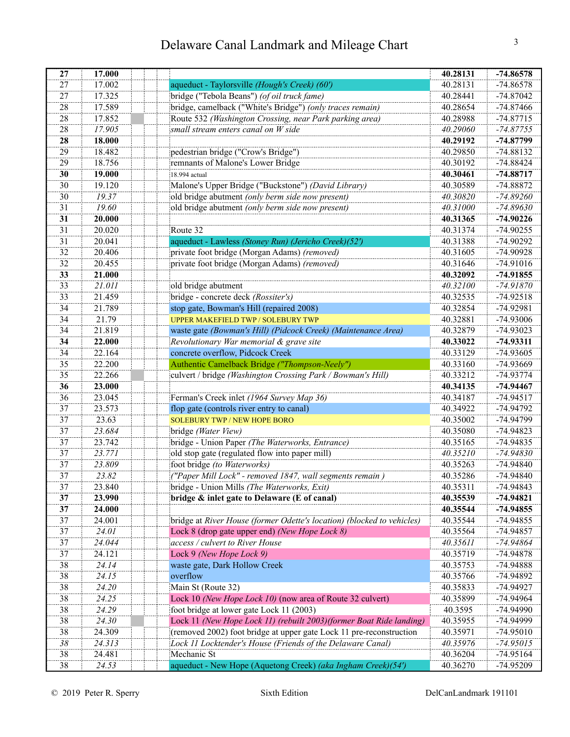# Delaware Canal Landmark and Mileage Chart

| | | | | | | |
|---|---|---|---|---|---|---|
| **27** | **17.000** | | | | **40.28131** | **-74.86578** |
| 27 | 17.002 | | | aqueduct - Taylorsville *(Hough's Creek) (60')* | 40.28131 | -74.86578 |
| 27 | 17.325 | | | bridge ("Tebola Beans") *(of oil truck fame)* | 40.28441 | -74.87042 |
| 28 | 17.589 | | | bridge, camelback ("White's Bridge") *(only traces remain)* | 40.28654 | -74.87466 |
| 28 | 17.852 | | | Route 532 *(Washington Crossing, near Park parking area)* | 40.28988 | -74.87715 |
| 28 | *17.905* | | | *small stream enters canal on W side* | *40.29060* | *-74.87755* |
| **28** | **18.000** | | | | **40.29192** | **-74.87799** |
| 29 | 18.482 | | | pedestrian bridge ("Crow's Bridge") | 40.29850 | -74.88132 |
| 29 | 18.756 | | | remnants of Malone's Lower Bridge | 40.30192 | -74.88424 |
| **30** | **19.000** | | | 18.994 actual | **40.30461** | **-74.88717** |
| 30 | 19.120 | | | Malone's Upper Bridge ("Buckstone") *(David Library)* | 40.30589 | -74.88872 |
| 30 | *19.37* | | | old bridge abutment *(only berm side now present)* | *40.30820* | *-74.89260* |
| 31 | *19.60* | | | old bridge abutment *(only berm side now present)* | *40.31000* | *-74.89630* |
| **31** | **20.000** | | | | **40.31365** | **-74.90226** |
| 31 | 20.020 | | | Route 32 | 40.31374 | -74.90255 |
| 31 | 20.041 | | | aqueduct - Lawless *(Stoney Run) (Jericho Creek)(52')* | 40.31388 | -74.90292 |
| 32 | 20.406 | | | private foot bridge (Morgan Adams) *(removed)* | 40.31605 | -74.90928 |
| 32 | 20.455 | | | private foot bridge (Morgan Adams) *(removed)* | 40.31646 | -74.91016 |
| **33** | **21.000** | | | | **40.32092** | **-74.91855** |
| 33 | *21.011* | | | old bridge abutment | *40.32100* | *-74.91870* |
| 33 | 21.459 | | | bridge - concrete deck *(Rossiter's)* | 40.32535 | -74.92518 |
| 34 | 21.789 | | | stop gate, Bowman's Hill (repaired 2008) | 40.32854 | -74.92981 |
| 34 | 21.79 | | | UPPER MAKEFIELD TWP / SOLEBURY TWP | 40.32881 | -74.93006 |
| 34 | 21.819 | | | waste gate *(Bowman's Hill) (Pidcock Creek) (Maintenance Area)* | 40.32879 | -74.93023 |
| **34** | **22.000** | | | *Revolutionary War memorial & grave site* | **40.33022** | **-74.93311** |
| 34 | 22.164 | | | concrete overflow, Pidcock Creek | 40.33129 | -74.93605 |
| 35 | 22.200 | | | Authentic Camelback Bridge *("Thompson-Neely")* | 40.33160 | -74.93669 |
| 35 | 22.266 | | | culvert / bridge *(Washington Crossing Park / Bowman's Hill)* | 40.33212 | -74.93774 |
| **36** | **23.000** | | | | **40.34135** | **-74.94467** |
| 36 | 23.045 | | | Ferman's Creek inlet *(1964 Survey Map 36)* | 40.34187 | -74.94517 |
| 37 | 23.573 | | | flop gate (controls river entry to canal) | 40.34922 | -74.94792 |
| 37 | 23.63 | | | SOLEBURY TWP / NEW HOPE BORO | 40.35002 | -74.94799 |
| 37 | *23.684* | | | bridge *(Water View)* | 40.35080 | -74.94823 |
| 37 | 23.742 | | | bridge - Union Paper *(The Waterworks, Entrance)* | 40.35165 | -74.94835 |
| 37 | *23.771* | | | old stop gate (regulated flow into paper mill) | *40.35210* | *-74.94830* |
| 37 | *23.809* | | | foot bridge *(to Waterworks)* | 40.35263 | -74.94840 |
| 37 | *23.82* | | | *("Paper Mill Lock" - removed 1847, wall segments remain )* | 40.35286 | -74.94840 |
| 37 | 23.840 | | | bridge - Union Mills *(The Waterworks, Exit)* | 40.35311 | -74.94843 |
| **37** | **23.990** | | | **bridge & inlet gate to Delaware (E of canal)** | **40.35539** | **-74.94821** |
| **37** | **24.000** | | | | **40.35544** | **-74.94855** |
| 37 | 24.001 | | | bridge at *River House (former Odette's location) (blocked to vehicles)* | 40.35544 | -74.94855 |
| 37 | *24.01* | | | Lock 8 (drop gate upper end) *(New Hope Lock 8)* | 40.35564 | -74.94857 |
| 37 | *24.044* | | | *access / culvert to River House* | *40.35611* | *-74.94864* |
| 37 | 24.121 | | | Lock 9 *(New Hope Lock 9)* | 40.35719 | -74.94878 |
| 38 | *24.14* | | | waste gate, Dark Hollow Creek | 40.35753 | -74.94888 |
| 38 | *24.15* | | | overflow | 40.35766 | -74.94892 |
| 38 | *24.20* | | | Main St (Route 32) | 40.35833 | -74.94927 |
| 38 | *24.25* | | | Lock 10 *(New Hope Lock 10)* (now area of Route 32 culvert) | 40.35899 | -74.94964 |
| 38 | *24.29* | | | foot bridge at lower gate Lock 11 (2003) | 40.3595 | -74.94990 |
| 38 | *24.30* | | | Lock 11 *(New Hope Lock 11) (rebuilt 2003)(former Boat Ride landing)* | 40.35955 | -74.94999 |
| 38 | 24.309 | | | (removed 2002) foot bridge at upper gate Lock 11 pre-reconstruction | 40.35971 | -74.95010 |
| *38* | *24.313* | | | *Lock 11 Locktender's House (Friends of the Delaware Canal)* | *40.35976* | *-74.95015* |
| 38 | 24.481 | | | Mechanic St | 40.36204 | -74.95164 |
| 38 | *24.53* | | | aqueduct - New Hope (Aquetong Creek) *(aka Ingham Creek)(54')* | 40.36270 | -74.95209 |

© 2019 Peter R. Sperry — Sixth Edition — DelCanLandmark 191101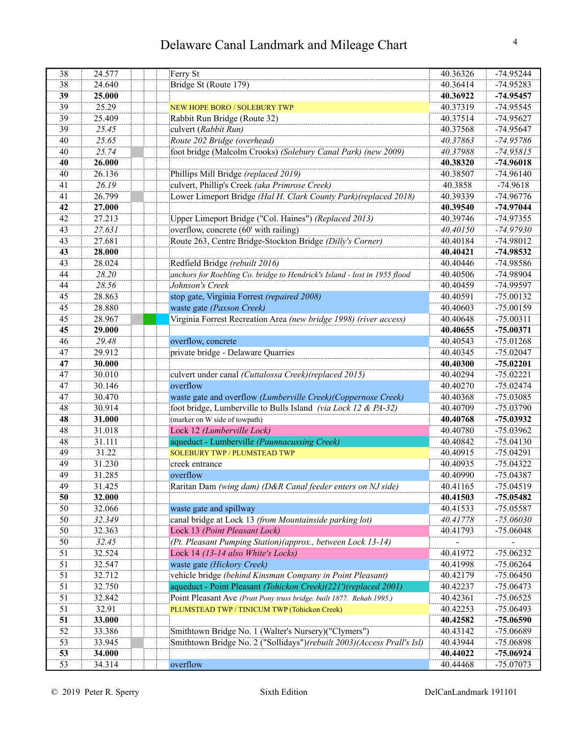# Delaware Canal Landmark and Mileage Chart

| | | | | | | |
|---|---|---|---|---|---|---|
| 38 | 24.577 | | | Ferry St | 40.36326 | -74.95244 |
| 38 | 24.640 | | | Bridge St (Route 179) | 40.36414 | -74.95283 |
| **39** | **25.000** | | | | **40.36922** | **-74.95457** |
| 39 | 25.29 | | | NEW HOPE BORO / SOLEBURY TWP | 40.37319 | -74.95545 |
| 39 | 25.409 | | | Rabbit Run Bridge (Route 32) | 40.37514 | -74.95627 |
| 39 | *25.45* | | | culvert *(Rabbit Run)* | 40.37568 | -74.95647 |
| 40 | *25.65* | | | *Route 202 Bridge (overhead)* | *40.37863* | *-74.95786* |
| 40 | *25.74* | | | foot bridge (Malcolm Crooks) *(Solebury Canal Park) (new 2009)* | *40.37988* | *-74.95815* |
| **40** | **26.000** | | | | **40.38320** | **-74.96018** |
| 40 | 26.136 | | | Phillips Mill Bridge *(replaced 2019)* | 40.38507 | -74.96140 |
| 41 | *26.19* | | | culvert, Phillip's Creek *(aka Primrose Creek)* | 40.3858 | -74.9618 |
| 41 | 26.799 | | | Lower Limeport Bridge *(Hal H. Clark County Park)(replaced 2018)* | 40.39339 | -74.96776 |
| **42** | **27.000** | | | | **40.39540** | **-74.97044** |
| 42 | 27.213 | | | Upper Limeport Bridge ("Col. Haines") *(Replaced 2013)* | 40.39746 | -74.97355 |
| 43 | *27.631* | | | overflow, concrete (60' with railing) | *40.40150* | *-74.97930* |
| 43 | 27.681 | | | Route 263, Centre Bridge-Stockton Bridge *(Dilly's Corner)* | 40.40184 | -74.98012 |
| **43** | **28.000** | | | | **40.40421** | **-74.98532** |
| 43 | 28.024 | | | Redfield Bridge *(rebuilt 2016)* | 40.40446 | -74.98586 |
| 44 | *28.20* | | | *anchors for Roebling Co. bridge to Hendrick's Island - lost in 1955 flood* | 40.40506 | -74.98904 |
| 44 | *28.56* | | | *Johnson's Creek* | 40.40459 | -74.99597 |
| 45 | 28.863 | | | stop gate, Virginia Forrest *(repaired 2008)* | 40.40591 | -75.00132 |
| 45 | 28.880 | | | waste gate *(Paxson Creek)* | 40.40603 | -75.00159 |
| 45 | 28.967 | | | Virginia Forrest Recreation Area *(new bridge 1998) (river access)* | 40.40648 | -75.00311 |
| **45** | **29.000** | | | | **40.40655** | **-75.00371** |
| 46 | *29.48* | | | overflow, concrete | 40.40543 | -75.01268 |
| 47 | 29.912 | | | private bridge - Delaware Quarries | 40.40345 | -75.02047 |
| **47** | **30.000** | | | | **40.40300** | **-75.02201** |
| 47 | 30.010 | | | culvert under canal *(Cuttalossa Creek)(replaced 2015)* | 40.40294 | -75.02221 |
| 47 | 30.146 | | | overflow | 40.40270 | -75.02474 |
| 47 | 30.470 | | | waste gate and overflow *(Lumberville Creek)(Coppernose Creek)* | 40.40368 | -75.03085 |
| 48 | 30.914 | | | foot bridge, Lumberville to Bulls Island *(via Lock 12 & PA-32)* | 40.40709 | -75.03790 |
| **48** | **31.000** | | | (marker on W side of towpath) | **40.40768** | **-75.03932** |
| 48 | 31.018 | | | Lock 12 *(Lumberville Lock)* | 40.40780 | -75.03962 |
| 48 | 31.111 | | | aqueduct - Lumberville *(Paunnacussing Creek)* | 40.40842 | -75.04130 |
| 49 | 31.22 | | | SOLEBURY TWP / PLUMSTEAD TWP | 40.40915 | -75.04291 |
| 49 | 31.230 | | | creek entrance | 40.40935 | -75.04322 |
| 49 | 31.285 | | | overflow | 40.40990 | -75.04387 |
| 49 | 31.425 | | | Raritan Dam *(wing dam) (D&R Canal feeder enters on NJ side)* | 40.41165 | -75.04519 |
| **50** | **32.000** | | | | **40.41503** | **-75.05482** |
| 50 | 32.066 | | | waste gate and spillway | 40.41533 | -75.05587 |
| 50 | *32.349* | | | canal bridge at Lock 13 *(from Mountainside parking lot)* | *40.41778* | *-75.06030* |
| 50 | 32.363 | | | Lock 13 *(Point Pleasant Lock)* | 40.41793 | -75.06048 |
| 50 | *32.45* | | | *(Pt. Pleasant Pumping Station)(approx., between Lock 13-14)* | - | - |
| 51 | 32.524 | | | Lock 14 *(13-14 also White's Locks)* | 40.41972 | -75.06232 |
| 51 | 32.547 | | | waste gate *(Hickory Creek)* | 40.41998 | -75.06264 |
| 51 | 32.712 | | | vehicle bridge *(behind Kinsman Company in Point Pleasant)* | 40.42179 | -75.06450 |
| 51 | 32.750 | | | aqueduct - Point Pleasant *(Tohickon Creek)(221')(replaced 2001)* | 40.42237 | -75.06473 |
| 51 | 32.842 | | | Point Pleasant Ave *(Pratt Pony truss bridge. built 1877. Rehab.1995.)* | 40.42361 | -75.06525 |
| 51 | 32.91 | | | PLUMSTEAD TWP / TINICUM TWP (Tohickon Creek) | 40.42253 | -75.06493 |
| **51** | **33.000** | | | | **40.42582** | **-75.06590** |
| 52 | 33.386 | | | Smithtown Bridge No. 1 (Walter's Nursery)("Clymers") | 40.43142 | -75.06689 |
| 53 | 33.945 | | | Smithtown Bridge No. 2 ("Sollidays")*(rebuilt 2003)(Access Prall's Isl)* | 40.43944 | -75.06898 |
| **53** | **34.000** | | | | **40.44022** | **-75.06924** |
| 53 | 34.314 | | | overflow | 40.44468 | -75.07073 |

© 2019 Peter R. Sperry — Sixth Edition — DelCanLandmark 191101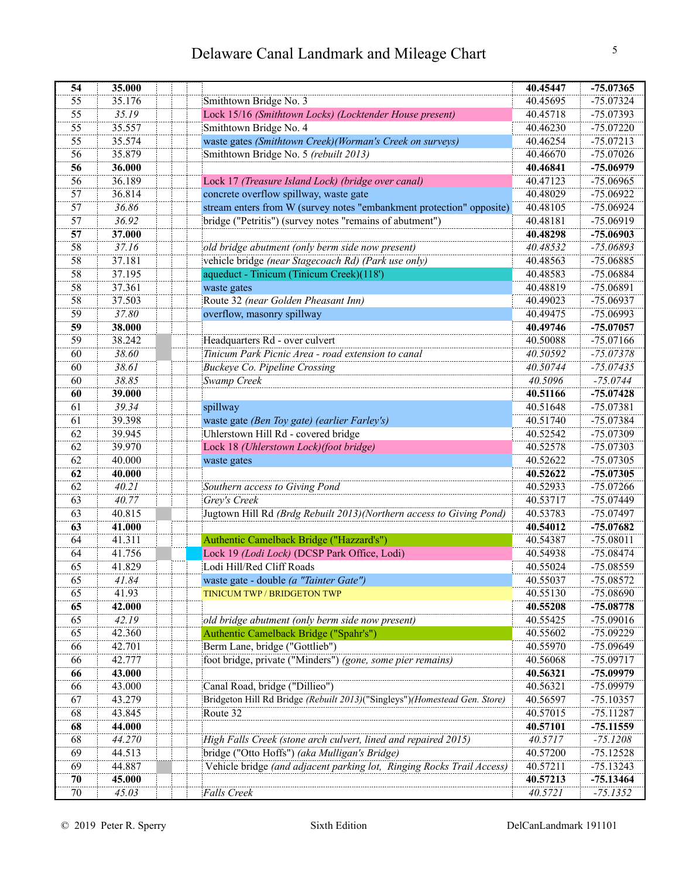# Delaware Canal Landmark and Mileage Chart

| | | | | | | |
|---|---|---|---|---|---|---|
| **54** | **35.000** | | | | **40.45447** | **-75.07365** |
| 55 | 35.176 | | | Smithtown Bridge No. 3 | 40.45695 | -75.07324 |
| 55 | *35.19* | | | Lock 15/16 *(Smithtown Locks) (Locktender House present)* | 40.45718 | -75.07393 |
| 55 | 35.557 | | | Smithtown Bridge No. 4 | 40.46230 | -75.07220 |
| 55 | 35.574 | | | waste gates *(Smithtown Creek)(Worman's Creek on surveys)* | 40.46254 | -75.07213 |
| 56 | 35.879 | | | Smithtown Bridge No. 5 *(rebuilt 2013)* | 40.46670 | -75.07026 |
| **56** | **36.000** | | | | **40.46841** | **-75.06979** |
| 56 | 36.189 | | | Lock 17 *(Treasure Island Lock) (bridge over canal)* | 40.47123 | -75.06965 |
| 57 | 36.814 | | | concrete overflow spillway, waste gate | 40.48029 | -75.06922 |
| 57 | *36.86* | | | stream enters from W (survey notes "embankment protection" opposite) | 40.48105 | -75.06924 |
| 57 | *36.92* | | | bridge ("Petritis") (survey notes "remains of abutment") | 40.48181 | -75.06919 |
| **57** | **37.000** | | | | **40.48298** | **-75.06903** |
| 58 | *37.16* | | | *old bridge abutment (only berm side now present)* | *40.48532* | *-75.06893* |
| 58 | 37.181 | | | vehicle bridge *(near Stagecoach Rd) (Park use only)* | 40.48563 | -75.06885 |
| 58 | 37.195 | | | aqueduct - Tinicum (Tinicum Creek)(118') | 40.48583 | -75.06884 |
| 58 | 37.361 | | | waste gates | 40.48819 | -75.06891 |
| 58 | 37.503 | | | Route 32 *(near Golden Pheasant Inn)* | 40.49023 | -75.06937 |
| 59 | *37.80* | | | overflow, masonry spillway | 40.49475 | -75.06993 |
| **59** | **38.000** | | | | **40.49746** | **-75.07057** |
| 59 | 38.242 | | | Headquarters Rd - over culvert | 40.50088 | -75.07166 |
| 60 | *38.60* | | | *Tinicum Park Picnic Area - road extension to canal* | *40.50592* | *-75.07378* |
| 60 | *38.61* | | | *Buckeye Co. Pipeline Crossing* | *40.50744* | *-75.07435* |
| 60 | *38.85* | | | *Swamp Creek* | *40.5096* | *-75.0744* |
| **60** | **39.000** | | | | **40.51166** | **-75.07428** |
| 61 | *39.34* | | | spillway | 40.51648 | -75.07381 |
| 61 | 39.398 | | | waste gate *(Ben Toy gate) (earlier Farley's)* | 40.51740 | -75.07384 |
| 62 | 39.945 | | | Uhlerstown Hill Rd - covered bridge | 40.52542 | -75.07309 |
| 62 | 39.970 | | | Lock 18 *(Uhlerstown Lock)(foot bridge)* | 40.52578 | -75.07303 |
| 62 | 40.000 | | | waste gates | 40.52622 | -75.07305 |
| **62** | **40.000** | | | | **40.52622** | **-75.07305** |
| 62 | *40.21* | | | *Southern access to Giving Pond* | 40.52933 | -75.07266 |
| 63 | *40.77* | | | *Grey's Creek* | 40.53717 | -75.07449 |
| 63 | 40.815 | | | Jugtown Hill Rd *(Brdg Rebuilt 2013)(Northern access to Giving Pond)* | 40.53783 | -75.07497 |
| **63** | **41.000** | | | | **40.54012** | **-75.07682** |
| 64 | 41.311 | | | Authentic Camelback Bridge ("Hazzard's") | 40.54387 | -75.08011 |
| 64 | 41.756 | | | Lock 19 *(Lodi Lock)* (DCSP Park Office, Lodi) | 40.54938 | -75.08474 |
| 65 | 41.829 | | | Lodi Hill/Red Cliff Roads | 40.55024 | -75.08559 |
| 65 | *41.84* | | | waste gate - double *(a "Tainter Gate")* | 40.55037 | -75.08572 |
| 65 | 41.93 | | | TINICUM TWP / BRIDGETON TWP | 40.55130 | -75.08690 |
| **65** | **42.000** | | | | **40.55208** | **-75.08778** |
| 65 | *42.19* | | | *old bridge abutment (only berm side now present)* | 40.55425 | -75.09016 |
| 65 | 42.360 | | | Authentic Camelback Bridge ("Spahr's") | 40.55602 | -75.09229 |
| 66 | 42.701 | | | Berm Lane, bridge ("Gottlieb") | 40.55970 | -75.09649 |
| 66 | 42.777 | | | foot bridge, private ("Minders") *(gone, some pier remains)* | 40.56068 | -75.09717 |
| **66** | **43.000** | | | | **40.56321** | **-75.09979** |
| 66 | 43.000 | | | Canal Road, bridge ("Dillieo") | 40.56321 | -75.09979 |
| 67 | 43.279 | | | Bridgeton Hill Rd Bridge *(Rebuilt 2013)*("Singleys")*(Homestead Gen. Store)* | 40.56597 | -75.10357 |
| 68 | 43.845 | | | Route 32 | 40.57015 | -75.11287 |
| **68** | **44.000** | | | | **40.57101** | **-75.11559** |
| 68 | *44.270* | | | *High Falls Creek (stone arch culvert, lined and repaired 2015)* | *40.5717* | *-75.1208* |
| 69 | 44.513 | | | bridge ("Otto Hoffs") *(aka Mulligan's Bridge)* | 40.57200 | -75.12528 |
| 69 | 44.887 | | | Vehicle bridge *(and adjacent parking lot, Ringing Rocks Trail Access)* | 40.57211 | -75.13243 |
| **70** | **45.000** | | | | **40.57213** | **-75.13464** |
| 70 | *45.03* | | | *Falls Creek* | *40.5721* | *-75.1352* |

© 2019 Peter R. Sperry — Sixth Edition — DelCanLandmark 191101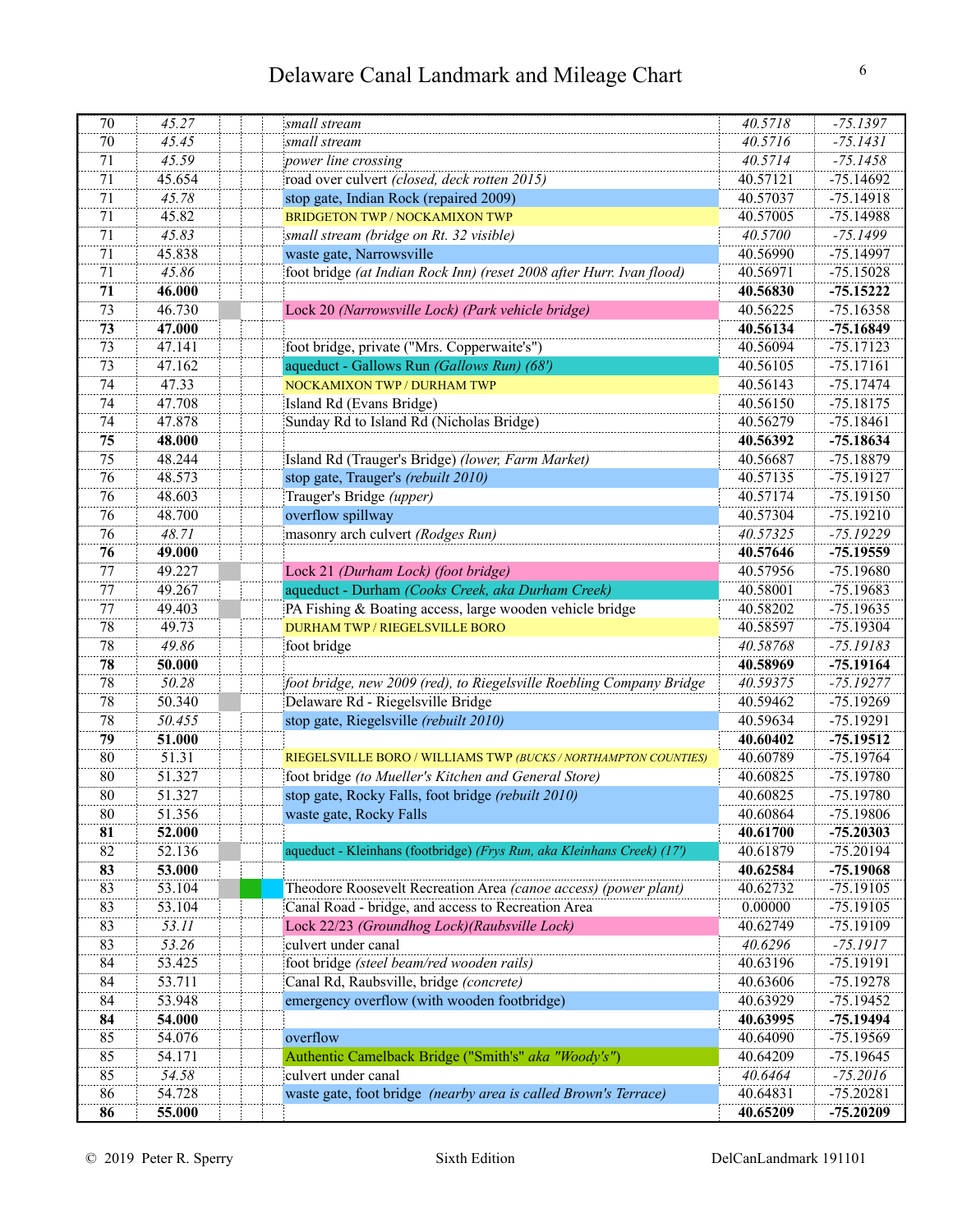# Delaware Canal Landmark and Mileage Chart

| | | | | | | |
|---|---|---|---|---|---|---|
| 70 | *45.27* | | | *small stream* | *40.5718* | *-75.1397* |
| 70 | *45.45* | | | *small stream* | *40.5716* | *-75.1431* |
| 71 | *45.59* | | | *power line crossing* | *40.5714* | *-75.1458* |
| 71 | 45.654 | | | road over culvert *(closed, deck rotten 2015)* | 40.57121 | -75.14692 |
| 71 | *45.78* | | | stop gate, Indian Rock (repaired 2009) | 40.57037 | -75.14918 |
| 71 | 45.82 | | | BRIDGETON TWP / NOCKAMIXON TWP | 40.57005 | -75.14988 |
| 71 | *45.83* | | | *small stream (bridge on Rt. 32 visible)* | *40.5700* | *-75.1499* |
| 71 | 45.838 | | | waste gate, Narrowsville | 40.56990 | -75.14997 |
| 71 | *45.86* | | | foot bridge *(at Indian Rock Inn) (reset 2008 after Hurr. Ivan flood)* | 40.56971 | -75.15028 |
| **71** | **46.000** | | | | **40.56830** | **-75.15222** |
| 73 | 46.730 | | | Lock 20 *(Narrowsville Lock) (Park vehicle bridge)* | 40.56225 | -75.16358 |
| **73** | **47.000** | | | | **40.56134** | **-75.16849** |
| 73 | 47.141 | | | foot bridge, private ("Mrs. Copperwaite's") | 40.56094 | -75.17123 |
| 73 | 47.162 | | | aqueduct - Gallows Run *(Gallows Run) (68')* | 40.56105 | -75.17161 |
| 74 | 47.33 | | | NOCKAMIXON TWP / DURHAM TWP | 40.56143 | -75.17474 |
| 74 | 47.708 | | | Island Rd (Evans Bridge) | 40.56150 | -75.18175 |
| 74 | 47.878 | | | Sunday Rd to Island Rd (Nicholas Bridge) | 40.56279 | -75.18461 |
| **75** | **48.000** | | | | **40.56392** | **-75.18634** |
| 75 | 48.244 | | | Island Rd (Trauger's Bridge) *(lower, Farm Market)* | 40.56687 | -75.18879 |
| 76 | 48.573 | | | stop gate, Trauger's *(rebuilt 2010)* | 40.57135 | -75.19127 |
| 76 | 48.603 | | | Trauger's Bridge *(upper)* | 40.57174 | -75.19150 |
| 76 | 48.700 | | | overflow spillway | 40.57304 | -75.19210 |
| 76 | *48.71* | | | masonry arch culvert *(Rodges Run)* | *40.57325* | *-75.19229* |
| **76** | **49.000** | | | | **40.57646** | **-75.19559** |
| 77 | 49.227 | | | Lock 21 *(Durham Lock) (foot bridge)* | 40.57956 | -75.19680 |
| 77 | 49.267 | | | aqueduct - Durham *(Cooks Creek, aka Durham Creek)* | 40.58001 | -75.19683 |
| 77 | 49.403 | | | PA Fishing & Boating access, large wooden vehicle bridge | 40.58202 | -75.19635 |
| 78 | 49.73 | | | DURHAM TWP / RIEGELSVILLE BORO | 40.58597 | -75.19304 |
| 78 | *49.86* | | | foot bridge | *40.58768* | *-75.19183* |
| **78** | **50.000** | | | | **40.58969** | **-75.19164** |
| 78 | *50.28* | | | *foot bridge, new 2009 (red), to Riegelsville Roebling Company Bridge* | *40.59375* | *-75.19277* |
| 78 | 50.340 | | | Delaware Rd - Riegelsville Bridge | 40.59462 | -75.19269 |
| 78 | *50.455* | | | stop gate, Riegelsville *(rebuilt 2010)* | 40.59634 | -75.19291 |
| **79** | **51.000** | | | | **40.60402** | **-75.19512** |
| 80 | 51.31 | | | RIEGELSVILLE BORO / WILLIAMS TWP *(BUCKS / NORTHAMPTON COUNTIES)* | 40.60789 | -75.19764 |
| 80 | 51.327 | | | foot bridge *(to Mueller's Kitchen and General Store)* | 40.60825 | -75.19780 |
| 80 | 51.327 | | | stop gate, Rocky Falls, foot bridge *(rebuilt 2010)* | 40.60825 | -75.19780 |
| 80 | 51.356 | | | waste gate, Rocky Falls | 40.60864 | -75.19806 |
| **81** | **52.000** | | | | **40.61700** | **-75.20303** |
| 82 | 52.136 | | | aqueduct - Kleinhans (footbridge) *(Frys Run, aka Kleinhans Creek) (17')* | 40.61879 | -75.20194 |
| **83** | **53.000** | | | | **40.62584** | **-75.19068** |
| 83 | 53.104 | | | Theodore Roosevelt Recreation Area *(canoe access) (power plant)* | 40.62732 | -75.19105 |
| 83 | 53.104 | | | Canal Road - bridge, and access to Recreation Area | 0.00000 | -75.19105 |
| 83 | *53.11* | | | Lock 22/23 *(Groundhog Lock)(Raubsville Lock)* | 40.62749 | -75.19109 |
| 83 | *53.26* | | | culvert under canal | *40.6296* | *-75.1917* |
| 84 | 53.425 | | | foot bridge *(steel beam/red wooden rails)* | 40.63196 | -75.19191 |
| 84 | 53.711 | | | Canal Rd, Raubsville, bridge *(concrete)* | 40.63606 | -75.19278 |
| 84 | 53.948 | | | emergency overflow (with wooden footbridge) | 40.63929 | -75.19452 |
| **84** | **54.000** | | | | **40.63995** | **-75.19494** |
| 85 | 54.076 | | | overflow | 40.64090 | -75.19569 |
| 85 | 54.171 | | | Authentic Camelback Bridge ("Smith's" *aka "Woody's"*) | 40.64209 | -75.19645 |
| 85 | *54.58* | | | culvert under canal | *40.6464* | *-75.2016* |
| 86 | 54.728 | | | waste gate, foot bridge *(nearby area is called Brown's Terrace)* | 40.64831 | -75.20281 |
| **86** | **55.000** | | | | **40.65209** | **-75.20209** |

© 2019 Peter R. Sperry Sixth Edition DelCanLandmark 191101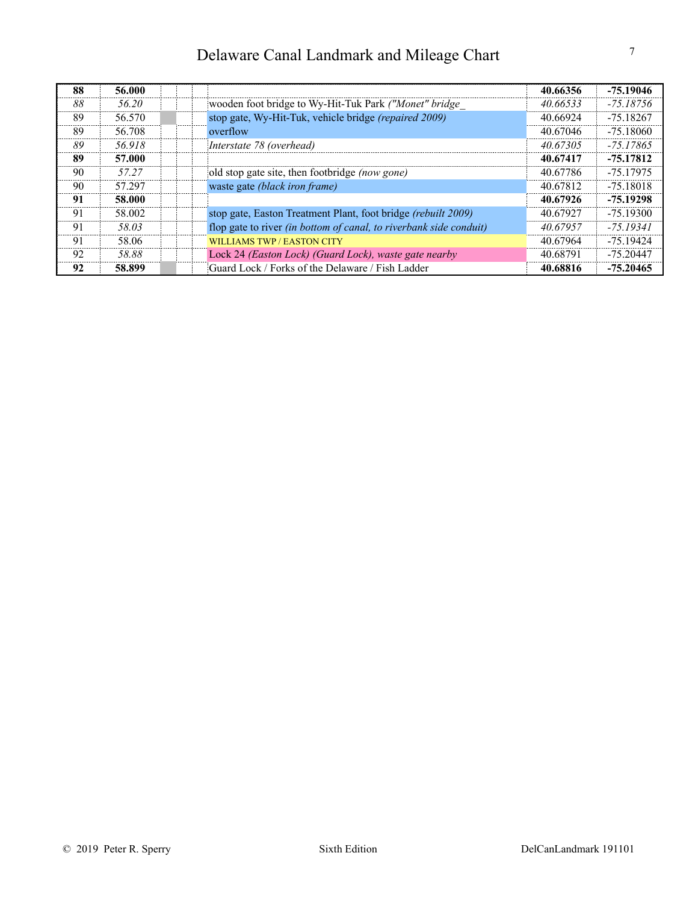# Delaware Canal Landmark and Mileage Chart

| | | | | | | |
|---|---|---|---|---|---|---|
| **88** | **56.000** | | | | **40.66356** | **-75.19046** |
| *88* | *56.20* | | | wooden foot bridge to Wy-Hit-Tuk Park *("Monet" bridge_* | *40.66533* | *-75.18756* |
| 89 | 56.570 | | | stop gate, Wy-Hit-Tuk, vehicle bridge *(repaired 2009)* | 40.66924 | -75.18267 |
| 89 | 56.708 | | | overflow | 40.67046 | -75.18060 |
| *89* | *56.918* | | | *Interstate 78 (overhead)* | *40.67305* | *-75.17865* |
| **89** | **57.000** | | | | **40.67417** | **-75.17812** |
| 90 | *57.27* | | | old stop gate site, then footbridge *(now gone)* | 40.67786 | -75.17975 |
| 90 | 57.297 | | | waste gate *(black iron frame)* | 40.67812 | -75.18018 |
| **91** | **58.000** | | | | **40.67926** | **-75.19298** |
| 91 | 58.002 | | | stop gate, Easton Treatment Plant, foot bridge *(rebuilt 2009)* | 40.67927 | -75.19300 |
| 91 | *58.03* | | | flop gate to river *(in bottom of canal, to riverbank side conduit)* | *40.67957* | *-75.19341* |
| 91 | 58.06 | | | WILLIAMS TWP / EASTON CITY | 40.67964 | -75.19424 |
| 92 | *58.88* | | | Lock 24 *(Easton Lock) (Guard Lock), waste gate nearby* | 40.68791 | -75.20447 |
| **92** | **58.899** | | | Guard Lock / Forks of the Delaware / Fish Ladder | **40.68816** | **-75.20465** |

© 2019 Peter R. Sperry Sixth Edition DelCanLandmark 191101